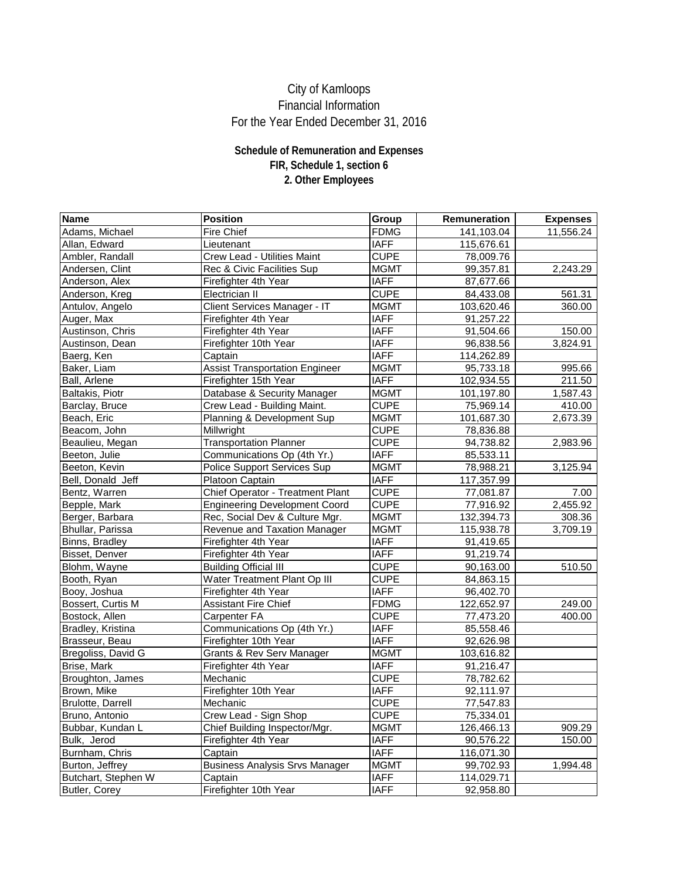# City of Kamloops
## Financial Information
## For the Year Ended December 31, 2016

### Schedule of Remuneration and Expenses
### FIR, Schedule 1, section 6
### 2. Other Employees

| Name | Position | Group | Remuneration | Expenses |
|---|---|---|---|---|
| Adams, Michael | Fire Chief | FDMG | 141,103.04 | 11,556.24 |
| Allan, Edward | Lieutenant | IAFF | 115,676.61 | |
| Ambler, Randall | Crew Lead - Utilities Maint | CUPE | 78,009.76 | |
| Andersen, Clint | Rec & Civic Facilities Sup | MGMT | 99,357.81 | 2,243.29 |
| Anderson, Alex | Firefighter 4th Year | IAFF | 87,677.66 | |
| Anderson, Kreg | Electrician II | CUPE | 84,433.08 | 561.31 |
| Antulov, Angelo | Client Services Manager - IT | MGMT | 103,620.46 | 360.00 |
| Auger, Max | Firefighter 4th Year | IAFF | 91,257.22 | |
| Austinson, Chris | Firefighter 4th Year | IAFF | 91,504.66 | 150.00 |
| Austinson, Dean | Firefighter 10th Year | IAFF | 96,838.56 | 3,824.91 |
| Baerg, Ken | Captain | IAFF | 114,262.89 | |
| Baker, Liam | Assist Transportation Engineer | MGMT | 95,733.18 | 995.66 |
| Ball, Arlene | Firefighter 15th Year | IAFF | 102,934.55 | 211.50 |
| Baltakis, Piotr | Database & Security Manager | MGMT | 101,197.80 | 1,587.43 |
| Barclay, Bruce | Crew Lead - Building Maint. | CUPE | 75,969.14 | 410.00 |
| Beach, Eric | Planning & Development Sup | MGMT | 101,687.30 | 2,673.39 |
| Beacom, John | Millwright | CUPE | 78,836.88 | |
| Beaulieu, Megan | Transportation Planner | CUPE | 94,738.82 | 2,983.96 |
| Beeton, Julie | Communications Op (4th Yr.) | IAFF | 85,533.11 | |
| Beeton, Kevin | Police Support Services Sup | MGMT | 78,988.21 | 3,125.94 |
| Bell, Donald Jeff | Platoon Captain | IAFF | 117,357.99 | |
| Bentz, Warren | Chief Operator - Treatment Plant | CUPE | 77,081.87 | 7.00 |
| Bepple, Mark | Engineering Development Coord | CUPE | 77,916.92 | 2,455.92 |
| Berger, Barbara | Rec, Social Dev & Culture Mgr. | MGMT | 132,394.73 | 308.36 |
| Bhullar, Parissa | Revenue and Taxation Manager | MGMT | 115,938.78 | 3,709.19 |
| Binns, Bradley | Firefighter 4th Year | IAFF | 91,419.65 | |
| Bisset, Denver | Firefighter 4th Year | IAFF | 91,219.74 | |
| Blohm, Wayne | Building Official III | CUPE | 90,163.00 | 510.50 |
| Booth, Ryan | Water Treatment Plant Op III | CUPE | 84,863.15 | |
| Booy, Joshua | Firefighter 4th Year | IAFF | 96,402.70 | |
| Bossert, Curtis M | Assistant Fire Chief | FDMG | 122,652.97 | 249.00 |
| Bostock, Allen | Carpenter FA | CUPE | 77,473.20 | 400.00 |
| Bradley, Kristina | Communications Op (4th Yr.) | IAFF | 85,558.46 | |
| Brasseur, Beau | Firefighter 10th Year | IAFF | 92,626.98 | |
| Bregoliss, David G | Grants & Rev Serv Manager | MGMT | 103,616.82 | |
| Brise, Mark | Firefighter 4th Year | IAFF | 91,216.47 | |
| Broughton, James | Mechanic | CUPE | 78,782.62 | |
| Brown, Mike | Firefighter 10th Year | IAFF | 92,111.97 | |
| Brulotte, Darrell | Mechanic | CUPE | 77,547.83 | |
| Bruno, Antonio | Crew Lead - Sign Shop | CUPE | 75,334.01 | |
| Bubbar, Kundan L | Chief Building Inspector/Mgr. | MGMT | 126,466.13 | 909.29 |
| Bulk, Jerod | Firefighter 4th Year | IAFF | 90,576.22 | 150.00 |
| Burnham, Chris | Captain | IAFF | 116,071.30 | |
| Burton, Jeffrey | Business Analysis Srvs Manager | MGMT | 99,702.93 | 1,994.48 |
| Butchart, Stephen W | Captain | IAFF | 114,029.71 | |
| Butler, Corey | Firefighter 10th Year | IAFF | 92,958.80 | |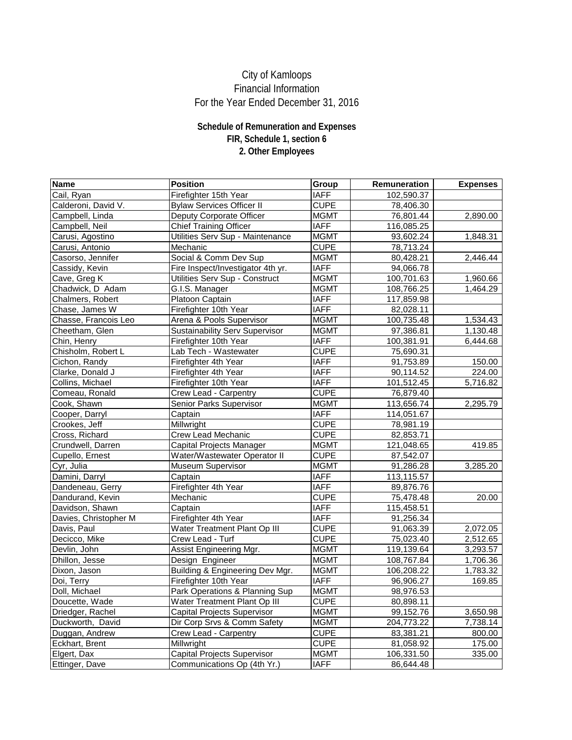City of Kamloops
Financial Information
For the Year Ended December 31, 2016

**Schedule of Remuneration and Expenses**
**FIR, Schedule 1, section 6**
**2. Other Employees**

| Name | Position | Group | Remuneration | Expenses |
|---|---|---|---|---|
| Cail, Ryan | Firefighter 15th Year | IAFF | 102,590.37 | |
| Calderoni, David V. | Bylaw Services Officer II | CUPE | 78,406.30 | |
| Campbell, Linda | Deputy Corporate Officer | MGMT | 76,801.44 | 2,890.00 |
| Campbell, Neil | Chief Training Officer | IAFF | 116,085.25 | |
| Carusi, Agostino | Utilities Serv Sup - Maintenance | MGMT | 93,602.24 | 1,848.31 |
| Carusi, Antonio | Mechanic | CUPE | 78,713.24 | |
| Casorso, Jennifer | Social & Comm Dev Sup | MGMT | 80,428.21 | 2,446.44 |
| Cassidy, Kevin | Fire Inspect/Investigator 4th yr. | IAFF | 94,066.78 | |
| Cave, Greg K | Utilities Serv Sup - Construct | MGMT | 100,701.63 | 1,960.66 |
| Chadwick, D Adam | G.I.S. Manager | MGMT | 108,766.25 | 1,464.29 |
| Chalmers, Robert | Platoon Captain | IAFF | 117,859.98 | |
| Chase, James W | Firefighter 10th Year | IAFF | 82,028.11 | |
| Chasse, Francois Leo | Arena & Pools Supervisor | MGMT | 100,735.48 | 1,534.43 |
| Cheetham, Glen | Sustainability Serv Supervisor | MGMT | 97,386.81 | 1,130.48 |
| Chin, Henry | Firefighter 10th Year | IAFF | 100,381.91 | 6,444.68 |
| Chisholm, Robert L | Lab Tech - Wastewater | CUPE | 75,690.31 | |
| Cichon, Randy | Firefighter 4th Year | IAFF | 91,753.89 | 150.00 |
| Clarke, Donald J | Firefighter 4th Year | IAFF | 90,114.52 | 224.00 |
| Collins, Michael | Firefighter 10th Year | IAFF | 101,512.45 | 5,716.82 |
| Comeau, Ronald | Crew Lead - Carpentry | CUPE | 76,879.40 | |
| Cook, Shawn | Senior Parks Supervisor | MGMT | 113,656.74 | 2,295.79 |
| Cooper, Darryl | Captain | IAFF | 114,051.67 | |
| Crookes, Jeff | Millwright | CUPE | 78,981.19 | |
| Cross, Richard | Crew Lead Mechanic | CUPE | 82,853.71 | |
| Crundwell, Darren | Capital Projects Manager | MGMT | 121,048.65 | 419.85 |
| Cupello, Ernest | Water/Wastewater Operator II | CUPE | 87,542.07 | |
| Cyr, Julia | Museum Supervisor | MGMT | 91,286.28 | 3,285.20 |
| Damini, Darryl | Captain | IAFF | 113,115.57 | |
| Dandeneau, Gerry | Firefighter 4th Year | IAFF | 89,876.76 | |
| Dandurand, Kevin | Mechanic | CUPE | 75,478.48 | 20.00 |
| Davidson, Shawn | Captain | IAFF | 115,458.51 | |
| Davies, Christopher M | Firefighter 4th Year | IAFF | 91,256.34 | |
| Davis, Paul | Water Treatment Plant Op III | CUPE | 91,063.39 | 2,072.05 |
| Decicco, Mike | Crew Lead - Turf | CUPE | 75,023.40 | 2,512.65 |
| Devlin, John | Assist Engineering Mgr. | MGMT | 119,139.64 | 3,293.57 |
| Dhillon, Jesse | Design Engineer | MGMT | 108,767.84 | 1,706.36 |
| Dixon, Jason | Building & Engineering Dev Mgr. | MGMT | 106,208.22 | 1,783.32 |
| Doi, Terry | Firefighter 10th Year | IAFF | 96,906.27 | 169.85 |
| Doll, Michael | Park Operations & Planning Sup | MGMT | 98,976.53 | |
| Doucette, Wade | Water Treatment Plant Op III | CUPE | 80,898.11 | |
| Driedger, Rachel | Capital Projects Supervisor | MGMT | 99,152.76 | 3,650.98 |
| Duckworth, David | Dir Corp Srvs & Comm Safety | MGMT | 204,773.22 | 7,738.14 |
| Duggan, Andrew | Crew Lead - Carpentry | CUPE | 83,381.21 | 800.00 |
| Eckhart, Brent | Millwright | CUPE | 81,058.92 | 175.00 |
| Elgert, Dax | Capital Projects Supervisor | MGMT | 106,331.50 | 335.00 |
| Ettinger, Dave | Communications Op (4th Yr.) | IAFF | 86,644.48 | |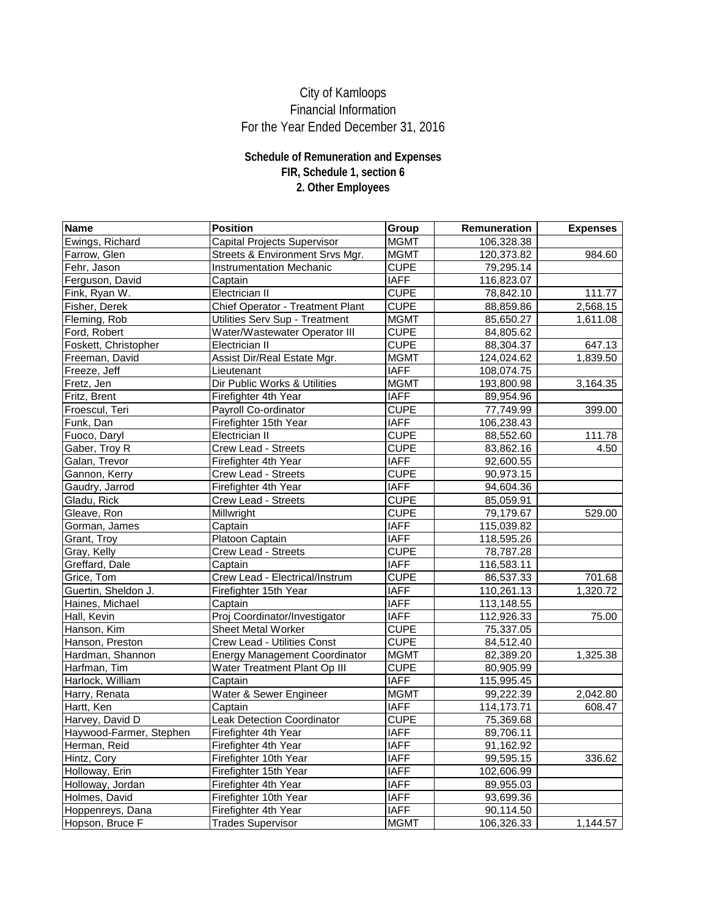# City of Kamloops
# Financial Information
# For the Year Ended December 31, 2016

### Schedule of Remuneration and Expenses
### FIR, Schedule 1, section 6
### 2. Other Employees

| Name | Position | Group | Remuneration | Expenses |
|---|---|---|---|---|
| Ewings, Richard | Capital Projects Supervisor | MGMT | 106,328.38 | |
| Farrow, Glen | Streets & Environment Srvs Mgr. | MGMT | 120,373.82 | 984.60 |
| Fehr, Jason | Instrumentation Mechanic | CUPE | 79,295.14 | |
| Ferguson, David | Captain | IAFF | 116,823.07 | |
| Fink, Ryan W. | Electrician II | CUPE | 78,842.10 | 111.77 |
| Fisher, Derek | Chief Operator - Treatment Plant | CUPE | 88,859.86 | 2,568.15 |
| Fleming, Rob | Utilities Serv Sup - Treatment | MGMT | 85,650.27 | 1,611.08 |
| Ford, Robert | Water/Wastewater Operator III | CUPE | 84,805.62 | |
| Foskett, Christopher | Electrician II | CUPE | 88,304.37 | 647.13 |
| Freeman, David | Assist Dir/Real Estate Mgr. | MGMT | 124,024.62 | 1,839.50 |
| Freeze, Jeff | Lieutenant | IAFF | 108,074.75 | |
| Fretz, Jen | Dir Public Works & Utilities | MGMT | 193,800.98 | 3,164.35 |
| Fritz, Brent | Firefighter 4th Year | IAFF | 89,954.96 | |
| Froescul, Teri | Payroll Co-ordinator | CUPE | 77,749.99 | 399.00 |
| Funk, Dan | Firefighter 15th Year | IAFF | 106,238.43 | |
| Fuoco, Daryl | Electrician II | CUPE | 88,552.60 | 111.78 |
| Gaber, Troy R | Crew Lead - Streets | CUPE | 83,862.16 | 4.50 |
| Galan, Trevor | Firefighter 4th Year | IAFF | 92,600.55 | |
| Gannon, Kerry | Crew Lead - Streets | CUPE | 90,973.15 | |
| Gaudry, Jarrod | Firefighter 4th Year | IAFF | 94,604.36 | |
| Gladu, Rick | Crew Lead - Streets | CUPE | 85,059.91 | |
| Gleave, Ron | Millwright | CUPE | 79,179.67 | 529.00 |
| Gorman, James | Captain | IAFF | 115,039.82 | |
| Grant, Troy | Platoon Captain | IAFF | 118,595.26 | |
| Gray, Kelly | Crew Lead - Streets | CUPE | 78,787.28 | |
| Greffard, Dale | Captain | IAFF | 116,583.11 | |
| Grice, Tom | Crew Lead - Electrical/Instrum | CUPE | 86,537.33 | 701.68 |
| Guertin, Sheldon J. | Firefighter 15th Year | IAFF | 110,261.13 | 1,320.72 |
| Haines, Michael | Captain | IAFF | 113,148.55 | |
| Hall, Kevin | Proj Coordinator/Investigator | IAFF | 112,926.33 | 75.00 |
| Hanson, Kim | Sheet Metal Worker | CUPE | 75,337.05 | |
| Hanson, Preston | Crew Lead - Utilities Const | CUPE | 84,512.40 | |
| Hardman, Shannon | Energy Management Coordinator | MGMT | 82,389.20 | 1,325.38 |
| Harfman, Tim | Water Treatment Plant Op III | CUPE | 80,905.99 | |
| Harlock, William | Captain | IAFF | 115,995.45 | |
| Harry, Renata | Water & Sewer Engineer | MGMT | 99,222.39 | 2,042.80 |
| Hartt, Ken | Captain | IAFF | 114,173.71 | 608.47 |
| Harvey, David D | Leak Detection Coordinator | CUPE | 75,369.68 | |
| Haywood-Farmer, Stephen | Firefighter 4th Year | IAFF | 89,706.11 | |
| Herman, Reid | Firefighter 4th Year | IAFF | 91,162.92 | |
| Hintz, Cory | Firefighter 10th Year | IAFF | 99,595.15 | 336.62 |
| Holloway, Erin | Firefighter 15th Year | IAFF | 102,606.99 | |
| Holloway, Jordan | Firefighter 4th Year | IAFF | 89,955.03 | |
| Holmes, David | Firefighter 10th Year | IAFF | 93,699.36 | |
| Hoppenreys, Dana | Firefighter 4th Year | IAFF | 90,114.50 | |
| Hopson, Bruce F | Trades Supervisor | MGMT | 106,326.33 | 1,144.57 |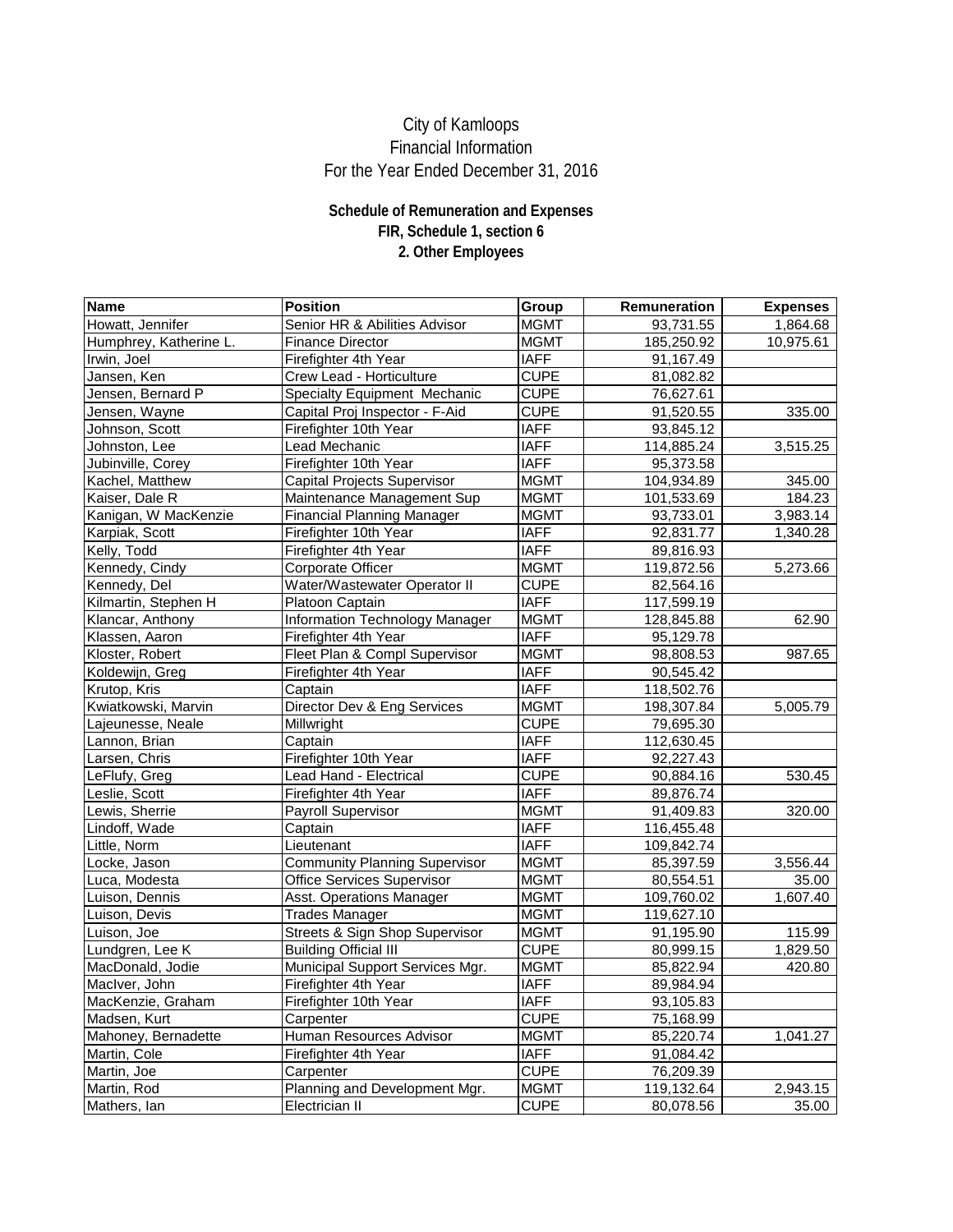City of Kamloops
Financial Information
For the Year Ended December 31, 2016

**Schedule of Remuneration and Expenses**
**FIR, Schedule 1, section 6**
**2. Other Employees**

| Name | Position | Group | Remuneration | Expenses |
|---|---|---|---|---|
| Howatt, Jennifer | Senior HR & Abilities Advisor | MGMT | 93,731.55 | 1,864.68 |
| Humphrey, Katherine L. | Finance Director | MGMT | 185,250.92 | 10,975.61 |
| Irwin, Joel | Firefighter 4th Year | IAFF | 91,167.49 | |
| Jansen, Ken | Crew Lead - Horticulture | CUPE | 81,082.82 | |
| Jensen, Bernard P | Specialty Equipment Mechanic | CUPE | 76,627.61 | |
| Jensen, Wayne | Capital Proj Inspector - F-Aid | CUPE | 91,520.55 | 335.00 |
| Johnson, Scott | Firefighter 10th Year | IAFF | 93,845.12 | |
| Johnston, Lee | Lead Mechanic | IAFF | 114,885.24 | 3,515.25 |
| Jubinville, Corey | Firefighter 10th Year | IAFF | 95,373.58 | |
| Kachel, Matthew | Capital Projects Supervisor | MGMT | 104,934.89 | 345.00 |
| Kaiser, Dale R | Maintenance Management Sup | MGMT | 101,533.69 | 184.23 |
| Kanigan, W MacKenzie | Financial Planning Manager | MGMT | 93,733.01 | 3,983.14 |
| Karpiak, Scott | Firefighter 10th Year | IAFF | 92,831.77 | 1,340.28 |
| Kelly, Todd | Firefighter 4th Year | IAFF | 89,816.93 | |
| Kennedy, Cindy | Corporate Officer | MGMT | 119,872.56 | 5,273.66 |
| Kennedy, Del | Water/Wastewater Operator II | CUPE | 82,564.16 | |
| Kilmartin, Stephen H | Platoon Captain | IAFF | 117,599.19 | |
| Klancar, Anthony | Information Technology Manager | MGMT | 128,845.88 | 62.90 |
| Klassen, Aaron | Firefighter 4th Year | IAFF | 95,129.78 | |
| Kloster, Robert | Fleet Plan & Compl Supervisor | MGMT | 98,808.53 | 987.65 |
| Koldewijn, Greg | Firefighter 4th Year | IAFF | 90,545.42 | |
| Krutop, Kris | Captain | IAFF | 118,502.76 | |
| Kwiatkowski, Marvin | Director Dev & Eng Services | MGMT | 198,307.84 | 5,005.79 |
| Lajeunesse, Neale | Millwright | CUPE | 79,695.30 | |
| Lannon, Brian | Captain | IAFF | 112,630.45 | |
| Larsen, Chris | Firefighter 10th Year | IAFF | 92,227.43 | |
| LeFlufy, Greg | Lead Hand - Electrical | CUPE | 90,884.16 | 530.45 |
| Leslie, Scott | Firefighter 4th Year | IAFF | 89,876.74 | |
| Lewis, Sherrie | Payroll Supervisor | MGMT | 91,409.83 | 320.00 |
| Lindoff, Wade | Captain | IAFF | 116,455.48 | |
| Little, Norm | Lieutenant | IAFF | 109,842.74 | |
| Locke, Jason | Community Planning Supervisor | MGMT | 85,397.59 | 3,556.44 |
| Luca, Modesta | Office Services Supervisor | MGMT | 80,554.51 | 35.00 |
| Luison, Dennis | Asst. Operations Manager | MGMT | 109,760.02 | 1,607.40 |
| Luison, Devis | Trades Manager | MGMT | 119,627.10 | |
| Luison, Joe | Streets & Sign Shop Supervisor | MGMT | 91,195.90 | 115.99 |
| Lundgren, Lee K | Building Official III | CUPE | 80,999.15 | 1,829.50 |
| MacDonald, Jodie | Municipal Support Services Mgr. | MGMT | 85,822.94 | 420.80 |
| MacIver, John | Firefighter 4th Year | IAFF | 89,984.94 | |
| MacKenzie, Graham | Firefighter 10th Year | IAFF | 93,105.83 | |
| Madsen, Kurt | Carpenter | CUPE | 75,168.99 | |
| Mahoney, Bernadette | Human Resources Advisor | MGMT | 85,220.74 | 1,041.27 |
| Martin, Cole | Firefighter 4th Year | IAFF | 91,084.42 | |
| Martin, Joe | Carpenter | CUPE | 76,209.39 | |
| Martin, Rod | Planning and Development Mgr. | MGMT | 119,132.64 | 2,943.15 |
| Mathers, Ian | Electrician II | CUPE | 80,078.56 | 35.00 |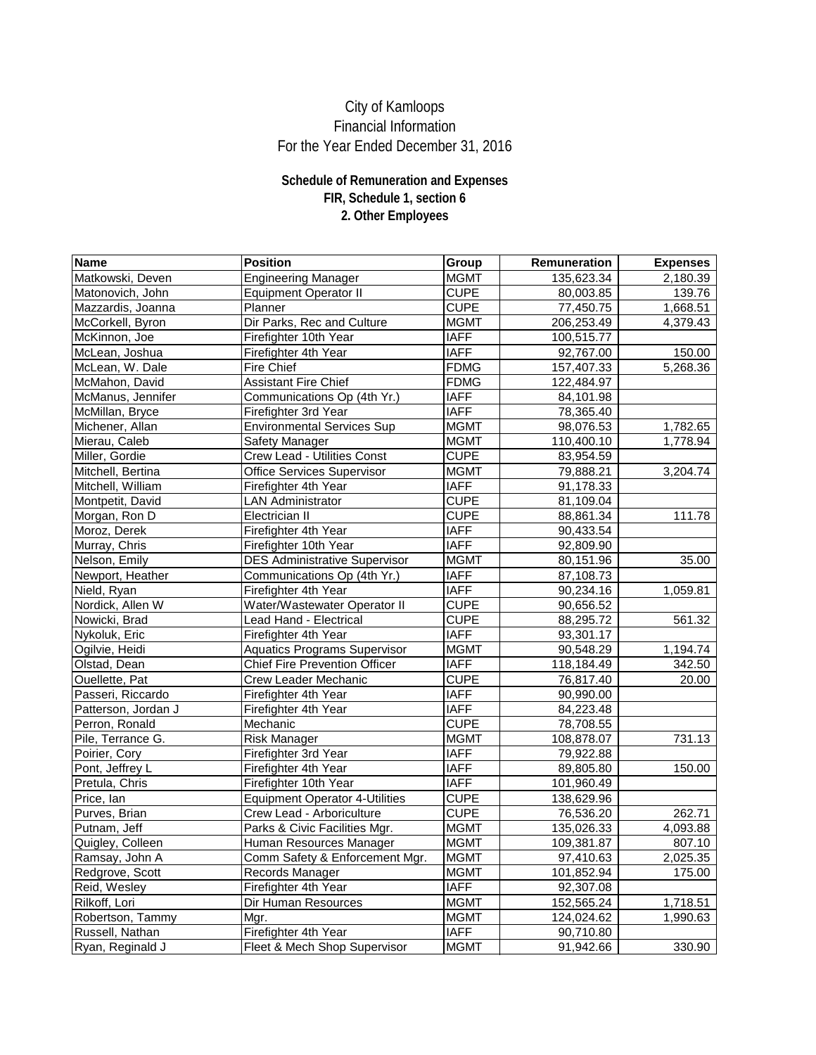# City of Kamloops
# Financial Information
# For the Year Ended December 31, 2016

### Schedule of Remuneration and Expenses
### FIR, Schedule 1, section 6
### 2. Other Employees

| Name | Position | Group | Remuneration | Expenses |
|---|---|---|---|---|
| Matkowski, Deven | Engineering Manager | MGMT | 135,623.34 | 2,180.39 |
| Matonovich, John | Equipment Operator II | CUPE | 80,003.85 | 139.76 |
| Mazzardis, Joanna | Planner | CUPE | 77,450.75 | 1,668.51 |
| McCorkell, Byron | Dir Parks, Rec and Culture | MGMT | 206,253.49 | 4,379.43 |
| McKinnon, Joe | Firefighter 10th Year | IAFF | 100,515.77 | |
| McLean, Joshua | Firefighter 4th Year | IAFF | 92,767.00 | 150.00 |
| McLean, W. Dale | Fire Chief | FDMG | 157,407.33 | 5,268.36 |
| McMahon, David | Assistant Fire Chief | FDMG | 122,484.97 | |
| McManus, Jennifer | Communications Op (4th Yr.) | IAFF | 84,101.98 | |
| McMillan, Bryce | Firefighter 3rd Year | IAFF | 78,365.40 | |
| Michener, Allan | Environmental Services Sup | MGMT | 98,076.53 | 1,782.65 |
| Mierau, Caleb | Safety Manager | MGMT | 110,400.10 | 1,778.94 |
| Miller, Gordie | Crew Lead - Utilities Const | CUPE | 83,954.59 | |
| Mitchell, Bertina | Office Services Supervisor | MGMT | 79,888.21 | 3,204.74 |
| Mitchell, William | Firefighter 4th Year | IAFF | 91,178.33 | |
| Montpetit, David | LAN Administrator | CUPE | 81,109.04 | |
| Morgan, Ron D | Electrician II | CUPE | 88,861.34 | 111.78 |
| Moroz, Derek | Firefighter 4th Year | IAFF | 90,433.54 | |
| Murray, Chris | Firefighter 10th Year | IAFF | 92,809.90 | |
| Nelson, Emily | DES Administrative Supervisor | MGMT | 80,151.96 | 35.00 |
| Newport, Heather | Communications Op (4th Yr.) | IAFF | 87,108.73 | |
| Nield, Ryan | Firefighter 4th Year | IAFF | 90,234.16 | 1,059.81 |
| Nordick, Allen W | Water/Wastewater Operator II | CUPE | 90,656.52 | |
| Nowicki, Brad | Lead Hand - Electrical | CUPE | 88,295.72 | 561.32 |
| Nykoluk, Eric | Firefighter 4th Year | IAFF | 93,301.17 | |
| Ogilvie, Heidi | Aquatics Programs Supervisor | MGMT | 90,548.29 | 1,194.74 |
| Olstad, Dean | Chief Fire Prevention Officer | IAFF | 118,184.49 | 342.50 |
| Ouellette, Pat | Crew Leader Mechanic | CUPE | 76,817.40 | 20.00 |
| Passeri, Riccardo | Firefighter 4th Year | IAFF | 90,990.00 | |
| Patterson, Jordan J | Firefighter 4th Year | IAFF | 84,223.48 | |
| Perron, Ronald | Mechanic | CUPE | 78,708.55 | |
| Pile, Terrance G. | Risk Manager | MGMT | 108,878.07 | 731.13 |
| Poirier, Cory | Firefighter 3rd Year | IAFF | 79,922.88 | |
| Pont, Jeffrey L | Firefighter 4th Year | IAFF | 89,805.80 | 150.00 |
| Pretula, Chris | Firefighter 10th Year | IAFF | 101,960.49 | |
| Price, Ian | Equipment Operator 4-Utilities | CUPE | 138,629.96 | |
| Purves, Brian | Crew Lead - Arboriculture | CUPE | 76,536.20 | 262.71 |
| Putnam, Jeff | Parks & Civic Facilities Mgr. | MGMT | 135,026.33 | 4,093.88 |
| Quigley, Colleen | Human Resources Manager | MGMT | 109,381.87 | 807.10 |
| Ramsay, John A | Comm Safety & Enforcement Mgr. | MGMT | 97,410.63 | 2,025.35 |
| Redgrove, Scott | Records Manager | MGMT | 101,852.94 | 175.00 |
| Reid, Wesley | Firefighter 4th Year | IAFF | 92,307.08 | |
| Rilkoff, Lori | Dir Human Resources | MGMT | 152,565.24 | 1,718.51 |
| Robertson, Tammy | Mgr. | MGMT | 124,024.62 | 1,990.63 |
| Russell, Nathan | Firefighter 4th Year | IAFF | 90,710.80 | |
| Ryan, Reginald J | Fleet & Mech Shop Supervisor | MGMT | 91,942.66 | 330.90 |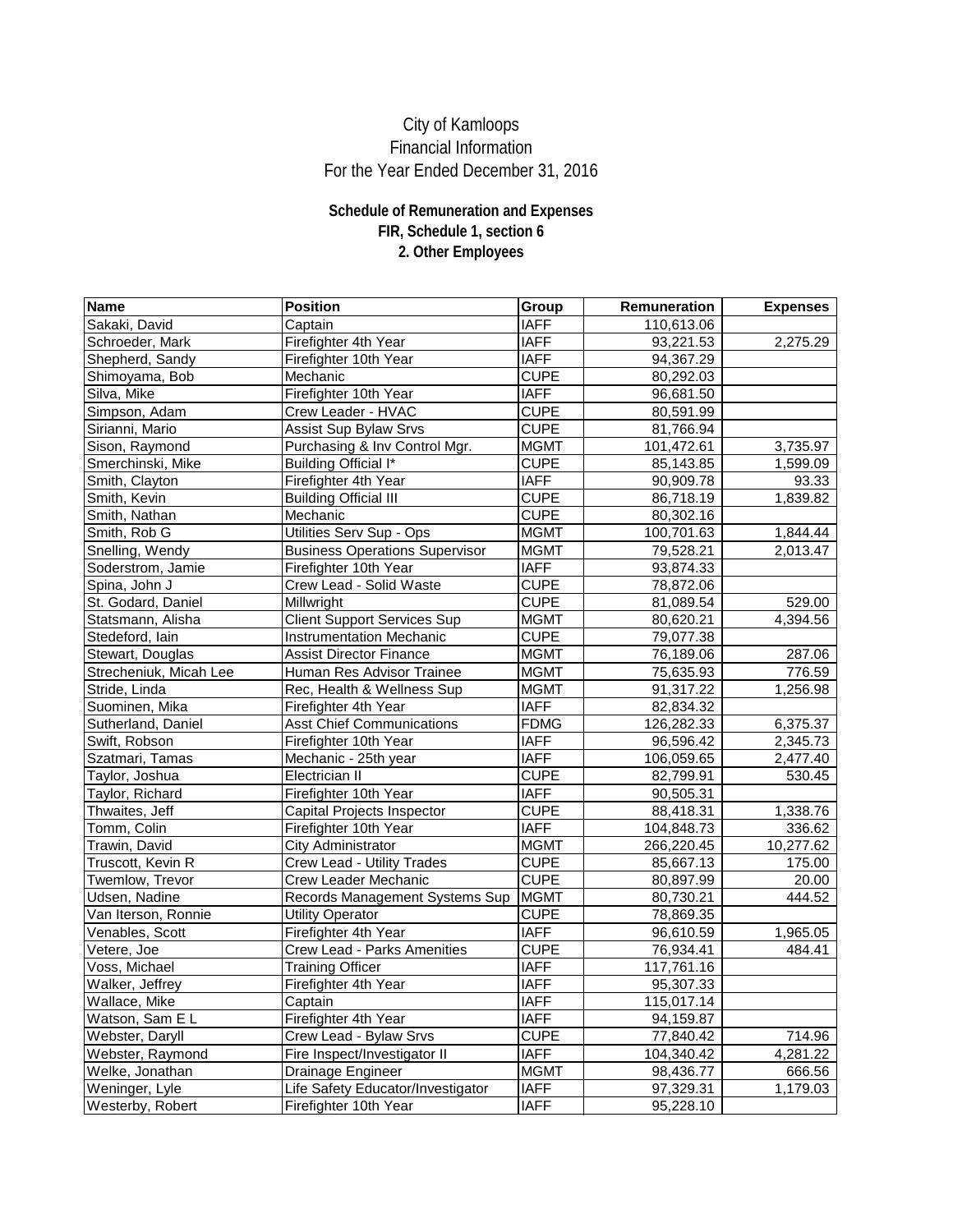City of Kamloops
Financial Information
For the Year Ended December 31, 2016

**Schedule of Remuneration and Expenses**
**FIR, Schedule 1, section 6**
**2. Other Employees**

| Name | Position | Group | Remuneration | Expenses |
|---|---|---|---|---|
| Sakaki, David | Captain | IAFF | 110,613.06 | |
| Schroeder, Mark | Firefighter 4th Year | IAFF | 93,221.53 | 2,275.29 |
| Shepherd, Sandy | Firefighter 10th Year | IAFF | 94,367.29 | |
| Shimoyama, Bob | Mechanic | CUPE | 80,292.03 | |
| Silva, Mike | Firefighter 10th Year | IAFF | 96,681.50 | |
| Simpson, Adam | Crew Leader - HVAC | CUPE | 80,591.99 | |
| Sirianni, Mario | Assist Sup Bylaw Srvs | CUPE | 81,766.94 | |
| Sison, Raymond | Purchasing & Inv Control Mgr. | MGMT | 101,472.61 | 3,735.97 |
| Smerchinski, Mike | Building Official I* | CUPE | 85,143.85 | 1,599.09 |
| Smith, Clayton | Firefighter 4th Year | IAFF | 90,909.78 | 93.33 |
| Smith, Kevin | Building Official III | CUPE | 86,718.19 | 1,839.82 |
| Smith, Nathan | Mechanic | CUPE | 80,302.16 | |
| Smith, Rob G | Utilities Serv Sup - Ops | MGMT | 100,701.63 | 1,844.44 |
| Snelling, Wendy | Business Operations Supervisor | MGMT | 79,528.21 | 2,013.47 |
| Soderstrom, Jamie | Firefighter 10th Year | IAFF | 93,874.33 | |
| Spina, John J | Crew Lead - Solid Waste | CUPE | 78,872.06 | |
| St. Godard, Daniel | Millwright | CUPE | 81,089.54 | 529.00 |
| Statsmann, Alisha | Client Support Services Sup | MGMT | 80,620.21 | 4,394.56 |
| Stedeford, Iain | Instrumentation Mechanic | CUPE | 79,077.38 | |
| Stewart, Douglas | Assist Director Finance | MGMT | 76,189.06 | 287.06 |
| Strecheniuk, Micah Lee | Human Res Advisor Trainee | MGMT | 75,635.93 | 776.59 |
| Stride, Linda | Rec, Health & Wellness Sup | MGMT | 91,317.22 | 1,256.98 |
| Suominen, Mika | Firefighter 4th Year | IAFF | 82,834.32 | |
| Sutherland, Daniel | Asst Chief Communications | FDMG | 126,282.33 | 6,375.37 |
| Swift, Robson | Firefighter 10th Year | IAFF | 96,596.42 | 2,345.73 |
| Szatmari, Tamas | Mechanic - 25th year | IAFF | 106,059.65 | 2,477.40 |
| Taylor, Joshua | Electrician II | CUPE | 82,799.91 | 530.45 |
| Taylor, Richard | Firefighter 10th Year | IAFF | 90,505.31 | |
| Thwaites, Jeff | Capital Projects Inspector | CUPE | 88,418.31 | 1,338.76 |
| Tomm, Colin | Firefighter 10th Year | IAFF | 104,848.73 | 336.62 |
| Trawin, David | City Administrator | MGMT | 266,220.45 | 10,277.62 |
| Truscott, Kevin R | Crew Lead - Utility Trades | CUPE | 85,667.13 | 175.00 |
| Twemlow, Trevor | Crew Leader Mechanic | CUPE | 80,897.99 | 20.00 |
| Udsen, Nadine | Records Management Systems Sup | MGMT | 80,730.21 | 444.52 |
| Van Iterson, Ronnie | Utility Operator | CUPE | 78,869.35 | |
| Venables, Scott | Firefighter 4th Year | IAFF | 96,610.59 | 1,965.05 |
| Vetere, Joe | Crew Lead - Parks Amenities | CUPE | 76,934.41 | 484.41 |
| Voss, Michael | Training Officer | IAFF | 117,761.16 | |
| Walker, Jeffrey | Firefighter 4th Year | IAFF | 95,307.33 | |
| Wallace, Mike | Captain | IAFF | 115,017.14 | |
| Watson, Sam E L | Firefighter 4th Year | IAFF | 94,159.87 | |
| Webster, Daryll | Crew Lead - Bylaw Srvs | CUPE | 77,840.42 | 714.96 |
| Webster, Raymond | Fire Inspect/Investigator II | IAFF | 104,340.42 | 4,281.22 |
| Welke, Jonathan | Drainage Engineer | MGMT | 98,436.77 | 666.56 |
| Weninger, Lyle | Life Safety Educator/Investigator | IAFF | 97,329.31 | 1,179.03 |
| Westerby, Robert | Firefighter 10th Year | IAFF | 95,228.10 | |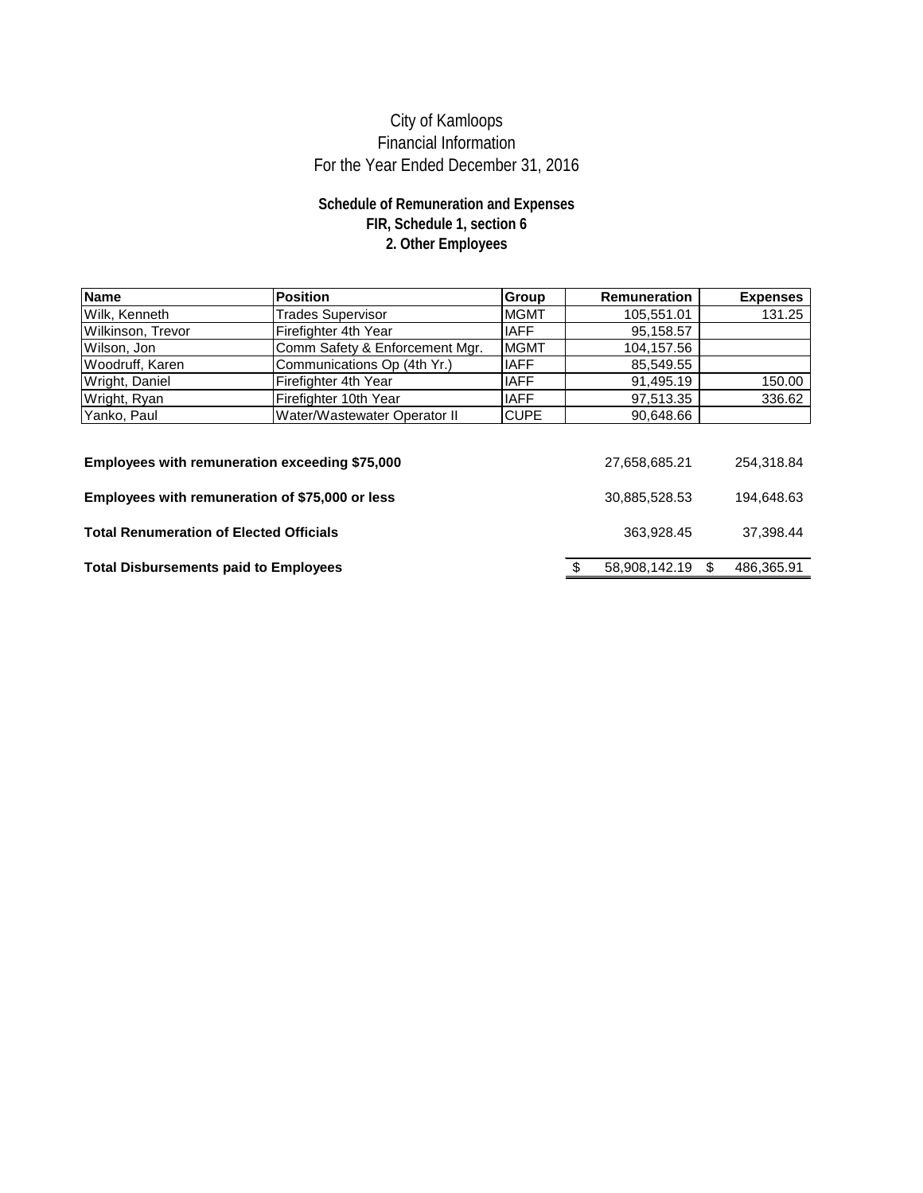City of Kamloops
Financial Information
For the Year Ended December 31, 2016

**Schedule of Remuneration and Expenses**
**FIR, Schedule 1, section 6**
**2. Other Employees**

| Name | Position | Group | Remuneration | Expenses |
|---|---|---|---|---|
| Wilk, Kenneth | Trades Supervisor | MGMT | 105,551.01 | 131.25 |
| Wilkinson, Trevor | Firefighter 4th Year | IAFF | 95,158.57 | |
| Wilson, Jon | Comm Safety & Enforcement Mgr. | MGMT | 104,157.56 | |
| Woodruff, Karen | Communications Op (4th Yr.) | IAFF | 85,549.55 | |
| Wright, Daniel | Firefighter 4th Year | IAFF | 91,495.19 | 150.00 |
| Wright, Ryan | Firefighter 10th Year | IAFF | 97,513.35 | 336.62 |
| Yanko, Paul | Water/Wastewater Operator II | CUPE | 90,648.66 | |

| | Remuneration | Expenses |
|---|---|---|
| **Employees with remuneration exceeding $75,000** | 27,658,685.21 | 254,318.84 |
| **Employees with remuneration of $75,000 or less** | 30,885,528.53 | 194,648.63 |
| **Total Renumeration of Elected Officials** | 363,928.45 | 37,398.44 |
| **Total Disbursements paid to Employees** | $ 58,908,142.19 | $ 486,365.91 |